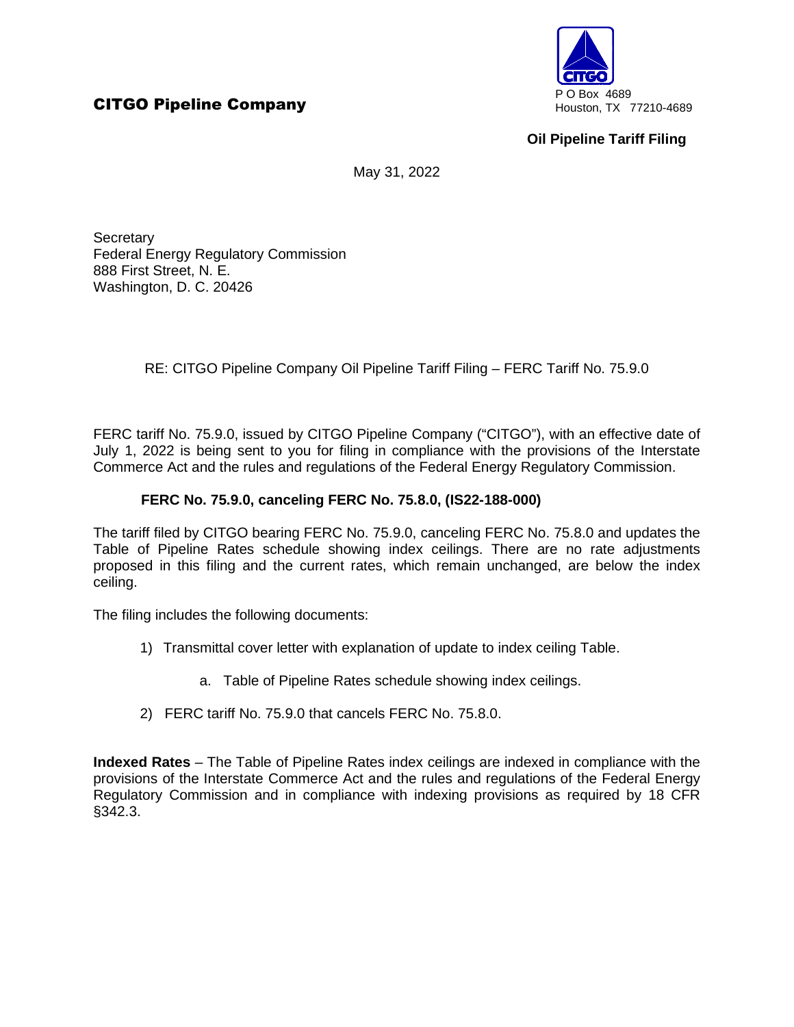**CITGO Pipeline Company**

P O Box 4689
Houston, TX 77210-4689

**Oil Pipeline Tariff Filing**

May 31, 2022

Secretary
Federal Energy Regulatory Commission
888 First Street, N. E.
Washington, D. C. 20426

RE: CITGO Pipeline Company Oil Pipeline Tariff Filing – FERC Tariff No. 75.9.0

FERC tariff No. 75.9.0, issued by CITGO Pipeline Company ("CITGO"), with an effective date of July 1, 2022 is being sent to you for filing in compliance with the provisions of the Interstate Commerce Act and the rules and regulations of the Federal Energy Regulatory Commission.

**FERC No. 75.9.0, canceling FERC No. 75.8.0, (IS22-188-000)**

The tariff filed by CITGO bearing FERC No. 75.9.0, canceling FERC No. 75.8.0 and updates the Table of Pipeline Rates schedule showing index ceilings. There are no rate adjustments proposed in this filing and the current rates, which remain unchanged, are below the index ceiling.

The filing includes the following documents:

1) Transmittal cover letter with explanation of update to index ceiling Table.

    a. Table of Pipeline Rates schedule showing index ceilings.

2) FERC tariff No. 75.9.0 that cancels FERC No. 75.8.0.

**Indexed Rates** – The Table of Pipeline Rates index ceilings are indexed in compliance with the provisions of the Interstate Commerce Act and the rules and regulations of the Federal Energy Regulatory Commission and in compliance with indexing provisions as required by 18 CFR §342.3.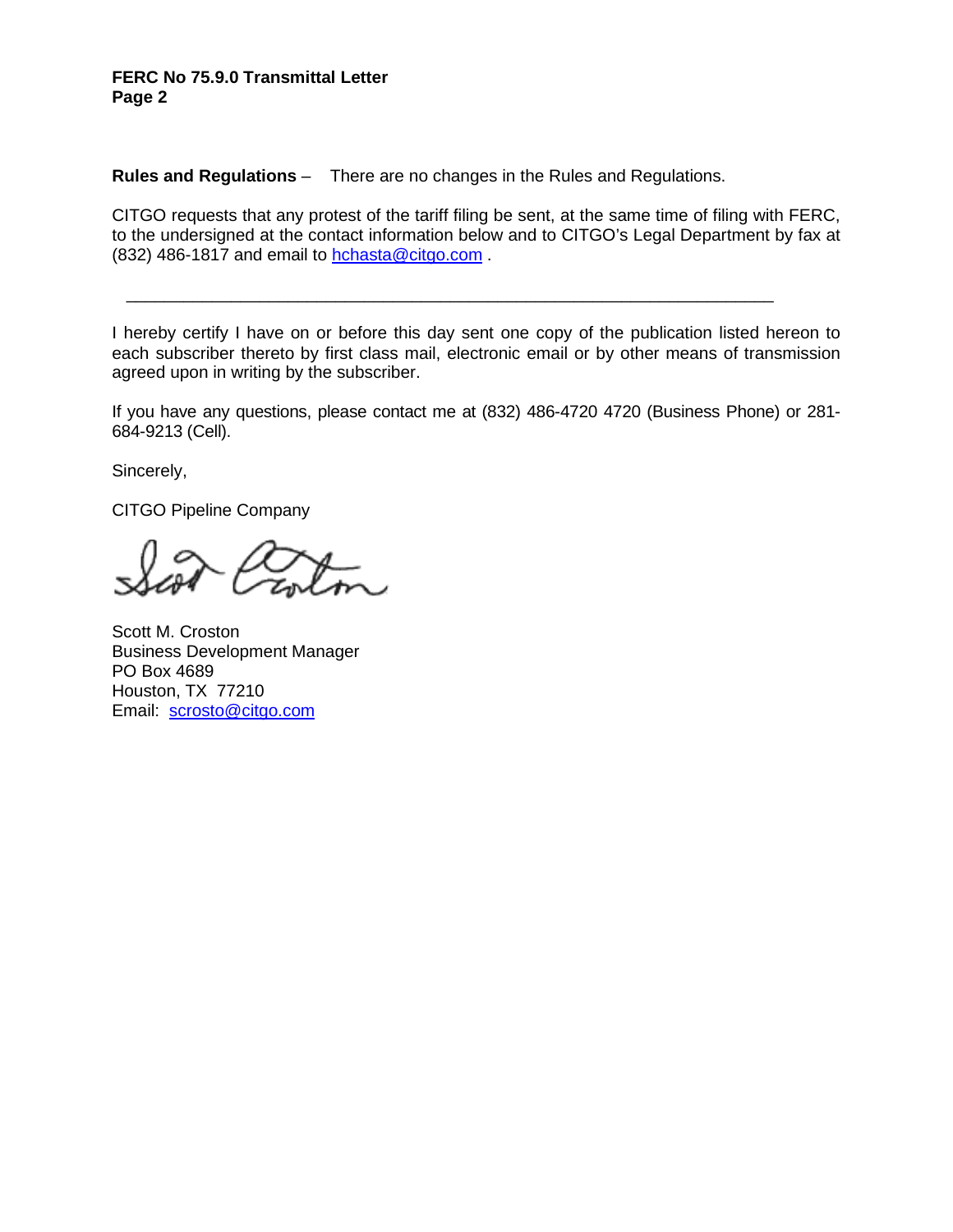**Rules and Regulations** – There are no changes in the Rules and Regulations.

CITGO requests that any protest of the tariff filing be sent, at the same time of filing with FERC, to the undersigned at the contact information below and to CITGO's Legal Department by fax at (832) 486-1817 and email to hchasta@citgo.com .

---

I hereby certify I have on or before this day sent one copy of the publication listed hereon to each subscriber thereto by first class mail, electronic email or by other means of transmission agreed upon in writing by the subscriber.

If you have any questions, please contact me at (832) 486-4720 4720 (Business Phone) or 281-684-9213 (Cell).

Sincerely,

CITGO Pipeline Company

Scott M. Croston
Business Development Manager
PO Box 4689
Houston, TX 77210
Email: scrosto@citgo.com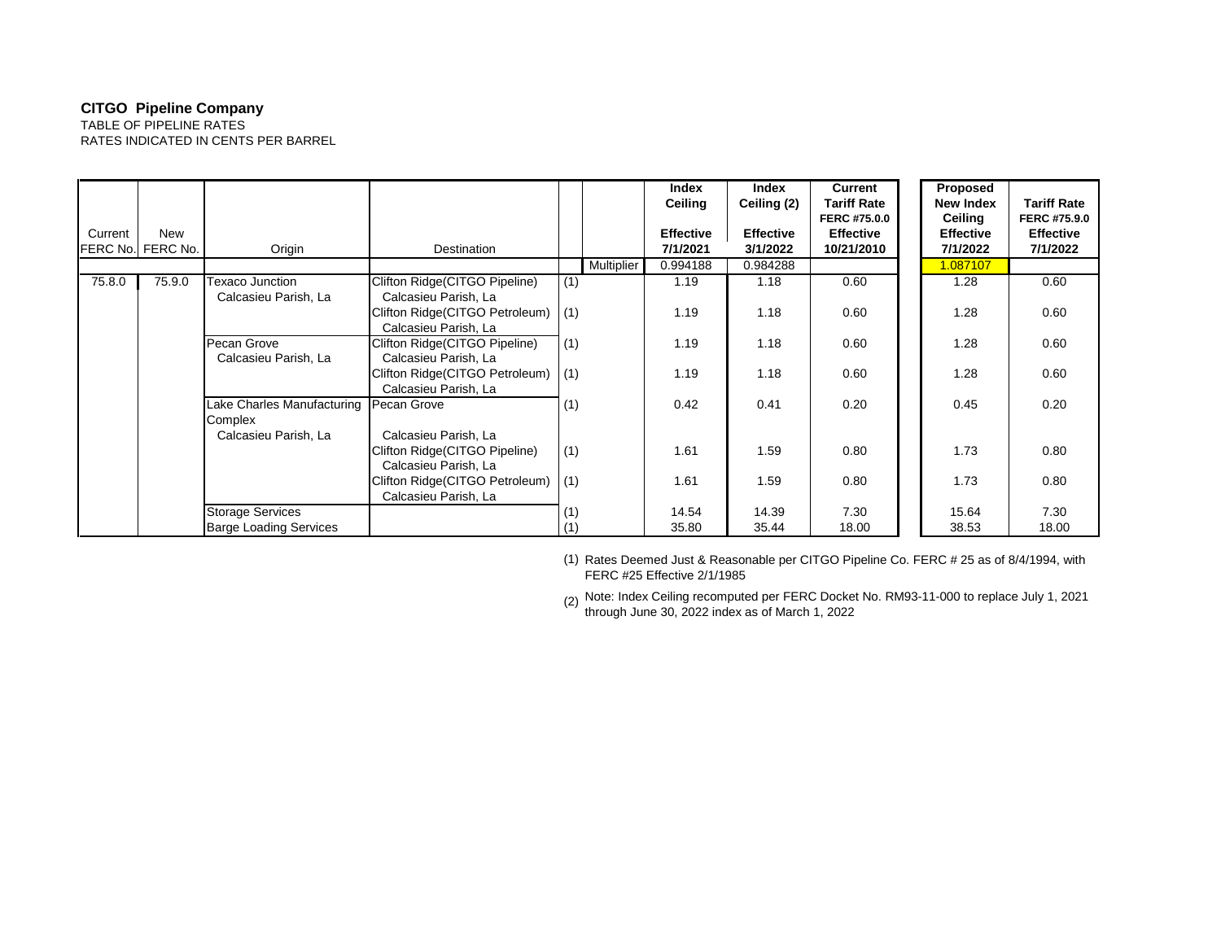**CITGO Pipeline Company**
TABLE OF PIPELINE RATES
RATES INDICATED IN CENTS PER BARREL

| Current FERC No. | New FERC No. | Origin | Destination | | | Index Ceiling Effective 7/1/2021 | Index Ceiling (2) Effective 3/1/2022 | Current Tariff Rate FERC #75.0.0 Effective 10/21/2010 | Proposed New Index Ceiling Effective 7/1/2022 | Tariff Rate FERC #75.9.0 Effective 7/1/2022 |
|---|---|---|---|---|---|---|---|---|---|---|
| | | | | | Multiplier | 0.994188 | 0.984288 | | 1.087107 | |
| 75.8.0 | 75.9.0 | Texaco Junction Calcasieu Parish, La | Clifton Ridge(CITGO Pipeline) Calcasieu Parish, La | (1) | | 1.19 | 1.18 | 0.60 | 1.28 | 0.60 |
| | | | Clifton Ridge(CITGO Petroleum) Calcasieu Parish, La | (1) | | 1.19 | 1.18 | 0.60 | 1.28 | 0.60 |
| | | Pecan Grove Calcasieu Parish, La | Clifton Ridge(CITGO Pipeline) Calcasieu Parish, La | (1) | | 1.19 | 1.18 | 0.60 | 1.28 | 0.60 |
| | | | Clifton Ridge(CITGO Petroleum) Calcasieu Parish, La | (1) | | 1.19 | 1.18 | 0.60 | 1.28 | 0.60 |
| | | Lake Charles Manufacturing Complex Calcasieu Parish, La | Pecan Grove Calcasieu Parish, La | (1) | | 0.42 | 0.41 | 0.20 | 0.45 | 0.20 |
| | | | Clifton Ridge(CITGO Pipeline) Calcasieu Parish, La | (1) | | 1.61 | 1.59 | 0.80 | 1.73 | 0.80 |
| | | | Clifton Ridge(CITGO Petroleum) Calcasieu Parish, La | (1) | | 1.61 | 1.59 | 0.80 | 1.73 | 0.80 |
| | | Storage Services | | (1) | | 14.54 | 14.39 | 7.30 | 15.64 | 7.30 |
| | | Barge Loading Services | | (1) | | 35.80 | 35.44 | 18.00 | 38.53 | 18.00 |

(1) Rates Deemed Just & Reasonable per CITGO Pipeline Co. FERC # 25 as of 8/4/1994, with FERC #25 Effective 2/1/1985

(2) Note: Index Ceiling recomputed per FERC Docket No. RM93-11-000 to replace July 1, 2021 through June 30, 2022 index as of March 1, 2022